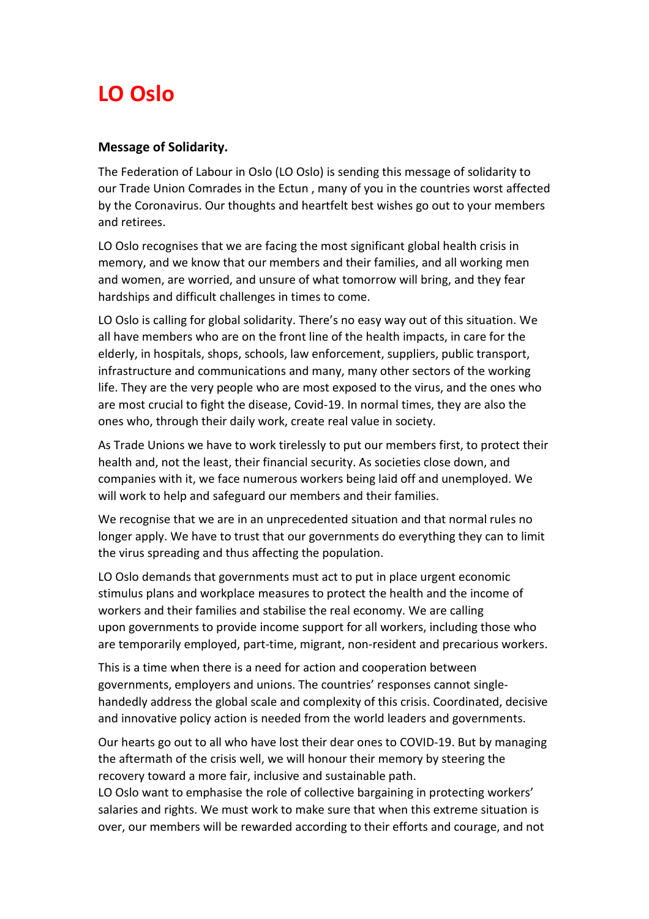# LO Oslo

**Message of Solidarity.**

The Federation of Labour in Oslo (LO Oslo) is sending this message of solidarity to our Trade Union Comrades in the Ectun , many of you in the countries worst affected by the Coronavirus. Our thoughts and heartfelt best wishes go out to your members and retirees.

LO Oslo recognises that we are facing the most significant global health crisis in memory, and we know that our members and their families, and all working men and women, are worried, and unsure of what tomorrow will bring, and they fear hardships and difficult challenges in times to come.

LO Oslo is calling for global solidarity. There's no easy way out of this situation. We all have members who are on the front line of the health impacts, in care for the elderly, in hospitals, shops, schools, law enforcement, suppliers, public transport, infrastructure and communications and many, many other sectors of the working life. They are the very people who are most exposed to the virus, and the ones who are most crucial to fight the disease, Covid-19. In normal times, they are also the ones who, through their daily work, create real value in society.

As Trade Unions we have to work tirelessly to put our members first, to protect their health and, not the least, their financial security. As societies close down, and companies with it, we face numerous workers being laid off and unemployed. We will work to help and safeguard our members and their families.

We recognise that we are in an unprecedented situation and that normal rules no longer apply. We have to trust that our governments do everything they can to limit the virus spreading and thus affecting the population.

LO Oslo demands that governments must act to put in place urgent economic stimulus plans and workplace measures to protect the health and the income of workers and their families and stabilise the real economy. We are calling upon governments to provide income support for all workers, including those who are temporarily employed, part-time, migrant, non-resident and precarious workers.

This is a time when there is a need for action and cooperation between governments, employers and unions. The countries' responses cannot single-handedly address the global scale and complexity of this crisis. Coordinated, decisive and innovative policy action is needed from the world leaders and governments.

Our hearts go out to all who have lost their dear ones to COVID-19. But by managing the aftermath of the crisis well, we will honour their memory by steering the recovery toward a more fair, inclusive and sustainable path.
LO Oslo want to emphasise the role of collective bargaining in protecting workers' salaries and rights. We must work to make sure that when this extreme situation is over, our members will be rewarded according to their efforts and courage, and not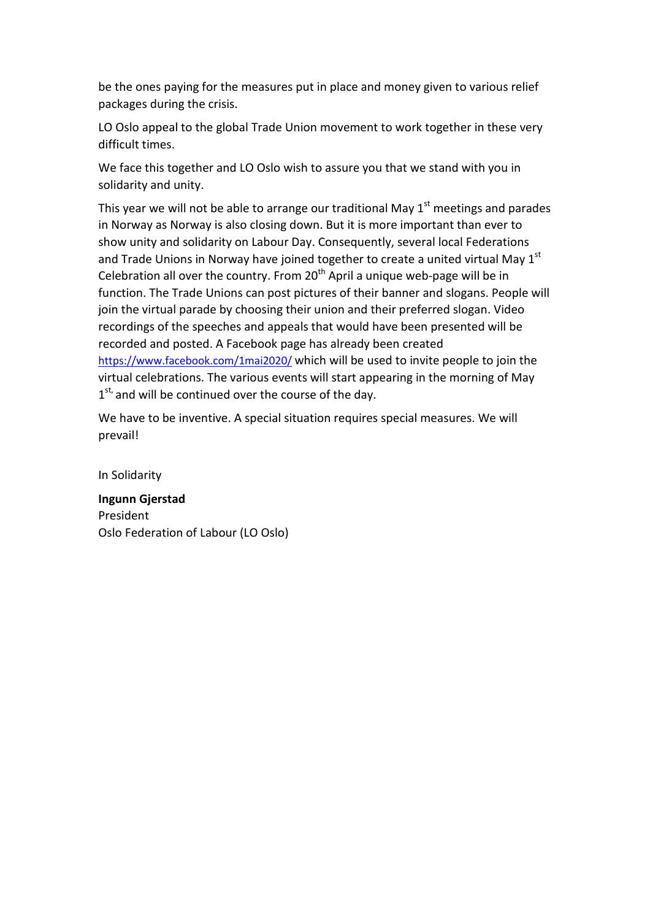be the ones paying for the measures put in place and money given to various relief packages during the crisis.

LO Oslo appeal to the global Trade Union movement to work together in these very difficult times.

We face this together and LO Oslo wish to assure you that we stand with you in solidarity and unity.

This year we will not be able to arrange our traditional May 1st meetings and parades in Norway as Norway is also closing down. But it is more important than ever to show unity and solidarity on Labour Day. Consequently, several local Federations and Trade Unions in Norway have joined together to create a united virtual May 1st Celebration all over the country. From 20th April a unique web-page will be in function. The Trade Unions can post pictures of their banner and slogans. People will join the virtual parade by choosing their union and their preferred slogan. Video recordings of the speeches and appeals that would have been presented will be recorded and posted. A Facebook page has already been created https://www.facebook.com/1mai2020/ which will be used to invite people to join the virtual celebrations. The various events will start appearing in the morning of May 1st, and will be continued over the course of the day.

We have to be inventive. A special situation requires special measures. We will prevail!

In Solidarity

**Ingunn Gjerstad**
President
Oslo Federation of Labour (LO Oslo)